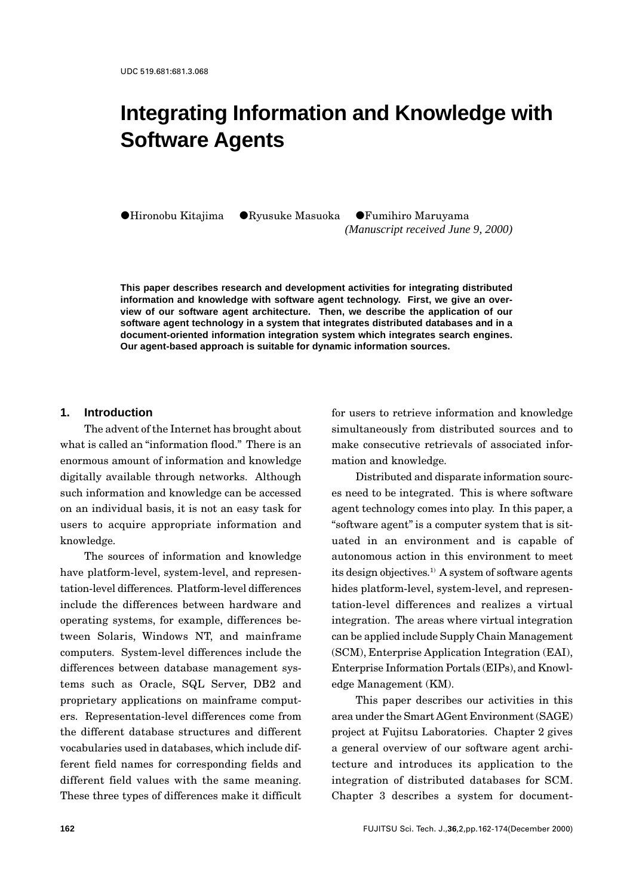UDC 519.681:681.3.068

# Integrating Information and Knowledge with Software Agents

●Hironobu Kitajima ●Ryusuke Masuoka ●Fumihiro Maruyama

*(Manuscript received June 9, 2000)*

**This paper describes research and development activities for integrating distributed information and knowledge with software agent technology. First, we give an overview of our software agent architecture. Then, we describe the application of our software agent technology in a system that integrates distributed databases and in a document-oriented information integration system which integrates search engines. Our agent-based approach is suitable for dynamic information sources.**

## 1. Introduction

The advent of the Internet has brought about what is called an "information flood." There is an enormous amount of information and knowledge digitally available through networks. Although such information and knowledge can be accessed on an individual basis, it is not an easy task for users to acquire appropriate information and knowledge.

The sources of information and knowledge have platform-level, system-level, and representation-level differences. Platform-level differences include the differences between hardware and operating systems, for example, differences between Solaris, Windows NT, and mainframe computers. System-level differences include the differences between database management systems such as Oracle, SQL Server, DB2 and proprietary applications on mainframe computers. Representation-level differences come from the different database structures and different vocabularies used in databases, which include different field names for corresponding fields and different field values with the same meaning. These three types of differences make it difficult for users to retrieve information and knowledge simultaneously from distributed sources and to make consecutive retrievals of associated information and knowledge.

Distributed and disparate information sources need to be integrated. This is where software agent technology comes into play. In this paper, a "software agent" is a computer system that is situated in an environment and is capable of autonomous action in this environment to meet its design objectives.[1] A system of software agents hides platform-level, system-level, and representation-level differences and realizes a virtual integration. The areas where virtual integration can be applied include Supply Chain Management (SCM), Enterprise Application Integration (EAI), Enterprise Information Portals (EIPs), and Knowledge Management (KM).

This paper describes our activities in this area under the Smart AGent Environment (SAGE) project at Fujitsu Laboratories. Chapter 2 gives a general overview of our software agent architecture and introduces its application to the integration of distributed databases for SCM. Chapter 3 describes a system for document-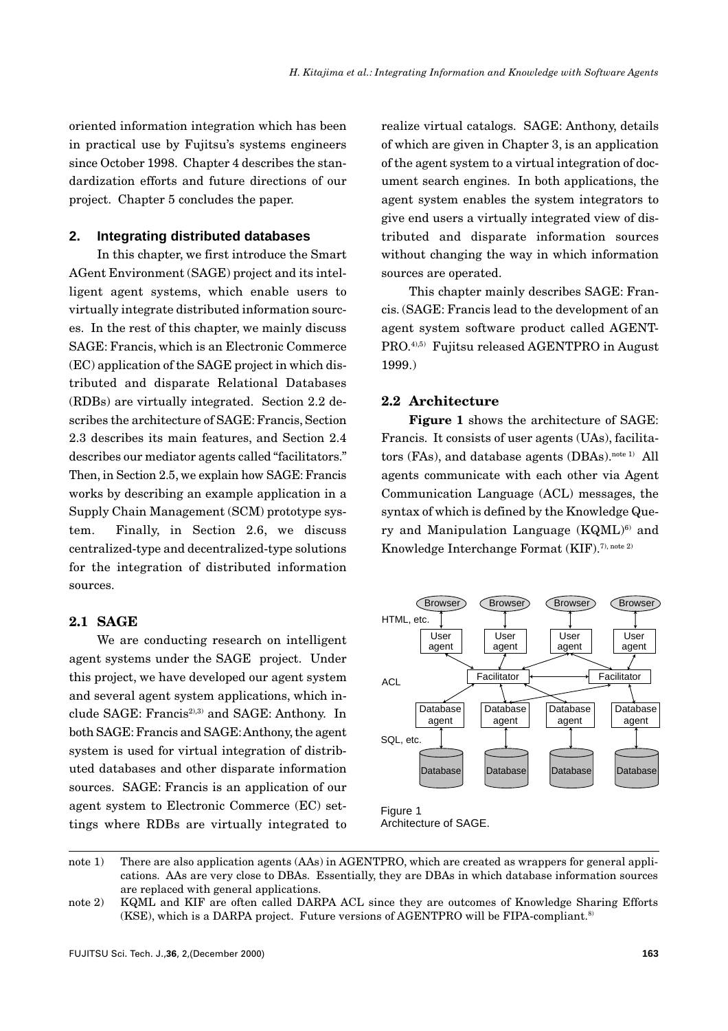oriented information integration which has been in practical use by Fujitsu's systems engineers since October 1998. Chapter 4 describes the standardization efforts and future directions of our project. Chapter 5 concludes the paper.

## 2. Integrating distributed databases

In this chapter, we first introduce the Smart AGent Environment (SAGE) project and its intelligent agent systems, which enable users to virtually integrate distributed information sources. In the rest of this chapter, we mainly discuss SAGE: Francis, which is an Electronic Commerce (EC) application of the SAGE project in which distributed and disparate Relational Databases (RDBs) are virtually integrated. Section 2.2 describes the architecture of SAGE: Francis, Section 2.3 describes its main features, and Section 2.4 describes our mediator agents called "facilitators." Then, in Section 2.5, we explain how SAGE: Francis works by describing an example application in a Supply Chain Management (SCM) prototype system. Finally, in Section 2.6, we discuss centralized-type and decentralized-type solutions for the integration of distributed information sources.

### 2.1 SAGE

We are conducting research on intelligent agent systems under the SAGE project. Under this project, we have developed our agent system and several agent system applications, which include SAGE: Francis[2),3)] and SAGE: Anthony. In both SAGE: Francis and SAGE: Anthony, the agent system is used for virtual integration of distributed databases and other disparate information sources. SAGE: Francis is an application of our agent system to Electronic Commerce (EC) settings where RDBs are virtually integrated to realize virtual catalogs. SAGE: Anthony, details of which are given in Chapter 3, is an application of the agent system to a virtual integration of document search engines. In both applications, the agent system enables the system integrators to give end users a virtually integrated view of distributed and disparate information sources without changing the way in which information sources are operated.

This chapter mainly describes SAGE: Francis. (SAGE: Francis lead to the development of an agent system software product called AGENTPRO.[4),5)] Fujitsu released AGENTPRO in August 1999.)

### 2.2 Architecture

**Figure 1** shows the architecture of SAGE: Francis. It consists of user agents (UAs), facilitators (FAs), and database agents (DBAs).[note 1)] All agents communicate with each other via Agent Communication Language (ACL) messages, the syntax of which is defined by the Knowledge Query and Manipulation Language (KQML)[6)] and Knowledge Interchange Format (KIF).[7), note 2)]

Figure 1
Architecture of SAGE.

note 1) There are also application agents (AAs) in AGENTPRO, which are created as wrappers for general applications. AAs are very close to DBAs. Essentially, they are DBAs in which database information sources are replaced with general applications.

note 2) KQML and KIF are often called DARPA ACL since they are outcomes of Knowledge Sharing Efforts (KSE), which is a DARPA project. Future versions of AGENTPRO will be FIPA-compliant.[8)]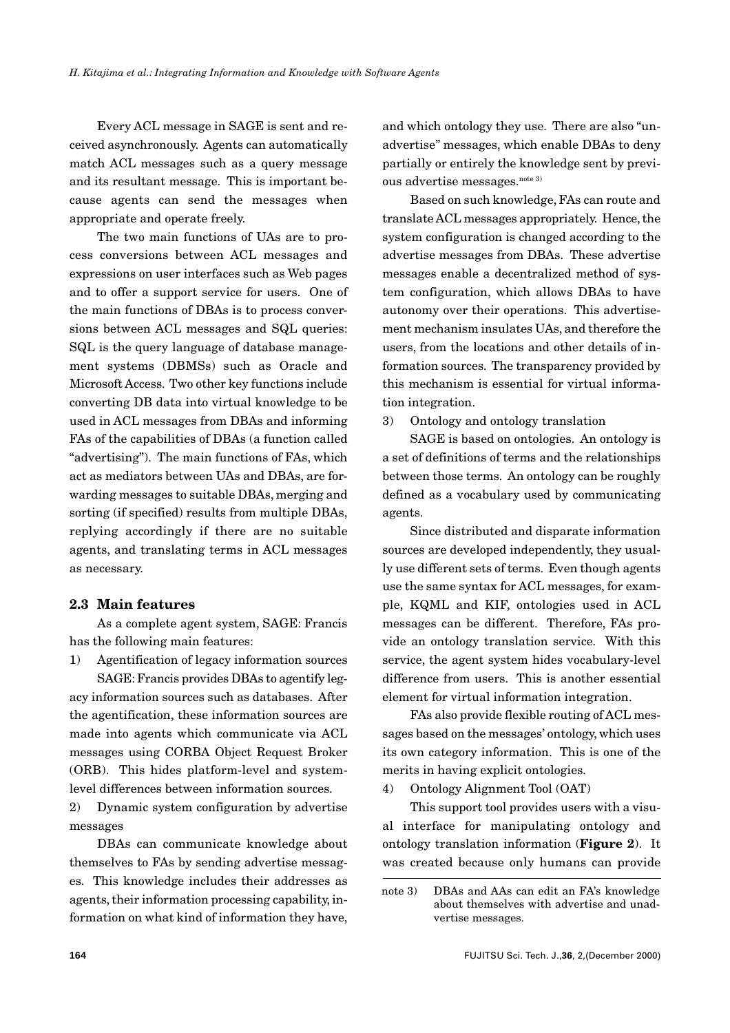Every ACL message in SAGE is sent and received asynchronously. Agents can automatically match ACL messages such as a query message and its resultant message. This is important because agents can send the messages when appropriate and operate freely.

The two main functions of UAs are to process conversions between ACL messages and expressions on user interfaces such as Web pages and to offer a support service for users. One of the main functions of DBAs is to process conversions between ACL messages and SQL queries: SQL is the query language of database management systems (DBMSs) such as Oracle and Microsoft Access. Two other key functions include converting DB data into virtual knowledge to be used in ACL messages from DBAs and informing FAs of the capabilities of DBAs (a function called "advertising"). The main functions of FAs, which act as mediators between UAs and DBAs, are forwarding messages to suitable DBAs, merging and sorting (if specified) results from multiple DBAs, replying accordingly if there are no suitable agents, and translating terms in ACL messages as necessary.

### 2.3 Main features

As a complete agent system, SAGE: Francis has the following main features:

1) Agentification of legacy information sources

SAGE: Francis provides DBAs to agentify legacy information sources such as databases. After the agentification, these information sources are made into agents which communicate via ACL messages using CORBA Object Request Broker (ORB). This hides platform-level and system-level differences between information sources.

2) Dynamic system configuration by advertise messages

DBAs can communicate knowledge about themselves to FAs by sending advertise messages. This knowledge includes their addresses as agents, their information processing capability, information on what kind of information they have, and which ontology they use. There are also "unadvertise" messages, which enable DBAs to deny partially or entirely the knowledge sent by previous advertise messages.[note 3)]

Based on such knowledge, FAs can route and translate ACL messages appropriately. Hence, the system configuration is changed according to the advertise messages from DBAs. These advertise messages enable a decentralized method of system configuration, which allows DBAs to have autonomy over their operations. This advertisement mechanism insulates UAs, and therefore the users, from the locations and other details of information sources. The transparency provided by this mechanism is essential for virtual information integration.

3) Ontology and ontology translation

SAGE is based on ontologies. An ontology is a set of definitions of terms and the relationships between those terms. An ontology can be roughly defined as a vocabulary used by communicating agents.

Since distributed and disparate information sources are developed independently, they usually use different sets of terms. Even though agents use the same syntax for ACL messages, for example, KQML and KIF, ontologies used in ACL messages can be different. Therefore, FAs provide an ontology translation service. With this service, the agent system hides vocabulary-level difference from users. This is another essential element for virtual information integration.

FAs also provide flexible routing of ACL messages based on the messages' ontology, which uses its own category information. This is one of the merits in having explicit ontologies.

4) Ontology Alignment Tool (OAT)

This support tool provides users with a visual interface for manipulating ontology and ontology translation information (**Figure 2**). It was created because only humans can provide

note 3) DBAs and AAs can edit an FA's knowledge about themselves with advertise and unadvertise messages.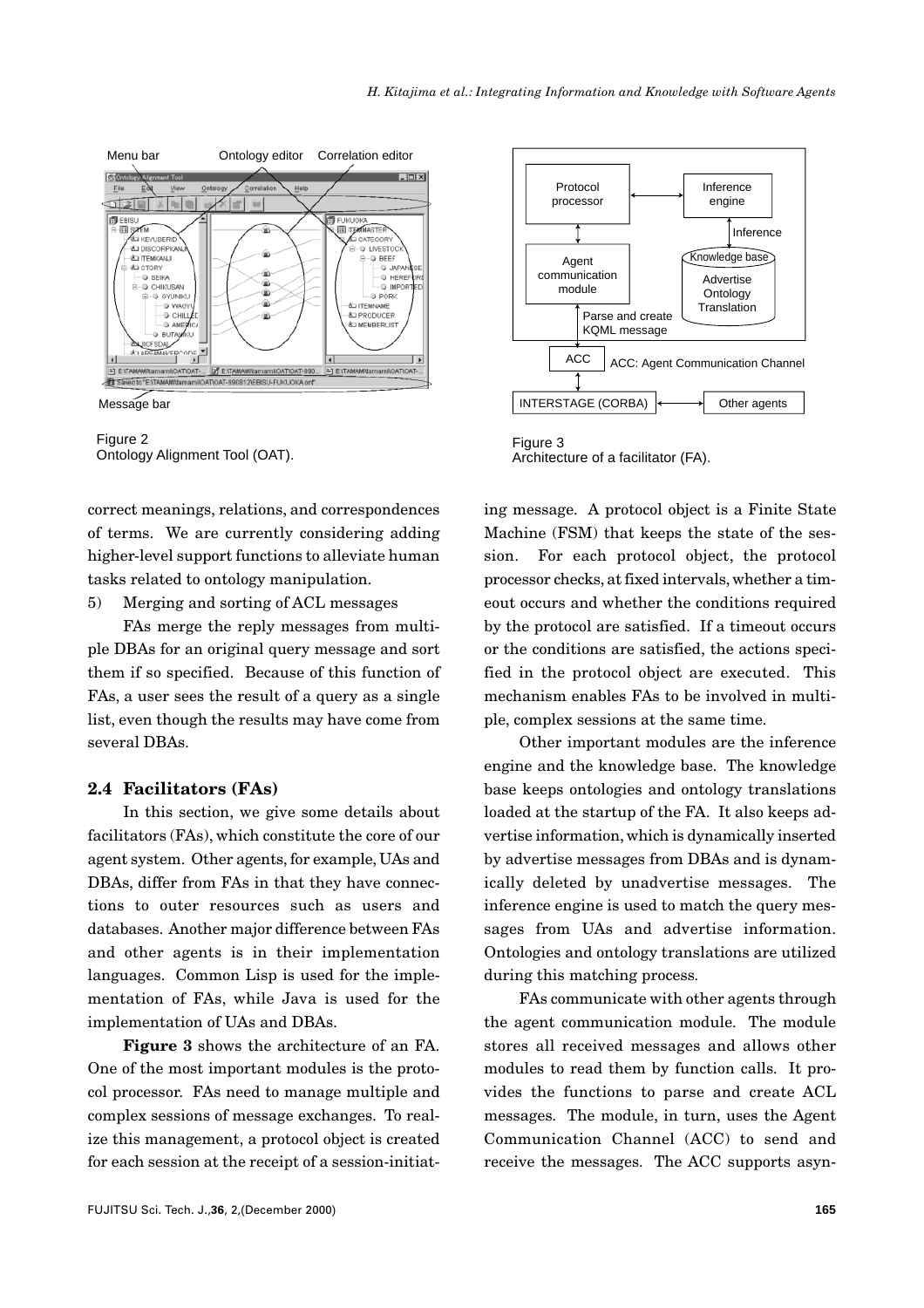Figure 2
Ontology Alignment Tool (OAT).

Figure 3
Architecture of a facilitator (FA).

correct meanings, relations, and correspondences of terms. We are currently considering adding higher-level support functions to alleviate human tasks related to ontology manipulation.

5) Merging and sorting of ACL messages

FAs merge the reply messages from multiple DBAs for an original query message and sort them if so specified. Because of this function of FAs, a user sees the result of a query as a single list, even though the results may have come from several DBAs.

## 2.4 Facilitators (FAs)

In this section, we give some details about facilitators (FAs), which constitute the core of our agent system. Other agents, for example, UAs and DBAs, differ from FAs in that they have connections to outer resources such as users and databases. Another major difference between FAs and other agents is in their implementation languages. Common Lisp is used for the implementation of FAs, while Java is used for the implementation of UAs and DBAs.

**Figure 3** shows the architecture of an FA. One of the most important modules is the protocol processor. FAs need to manage multiple and complex sessions of message exchanges. To realize this management, a protocol object is created for each session at the receipt of a session-initiating message. A protocol object is a Finite State Machine (FSM) that keeps the state of the session. For each protocol object, the protocol processor checks, at fixed intervals, whether a timeout occurs and whether the conditions required by the protocol are satisfied. If a timeout occurs or the conditions are satisfied, the actions specified in the protocol object are executed. This mechanism enables FAs to be involved in multiple, complex sessions at the same time.

Other important modules are the inference engine and the knowledge base. The knowledge base keeps ontologies and ontology translations loaded at the startup of the FA. It also keeps advertise information, which is dynamically inserted by advertise messages from DBAs and is dynamically deleted by unadvertise messages. The inference engine is used to match the query messages from UAs and advertise information. Ontologies and ontology translations are utilized during this matching process.

FAs communicate with other agents through the agent communication module. The module stores all received messages and allows other modules to read them by function calls. It provides the functions to parse and create ACL messages. The module, in turn, uses the Agent Communication Channel (ACC) to send and receive the messages. The ACC supports asyn-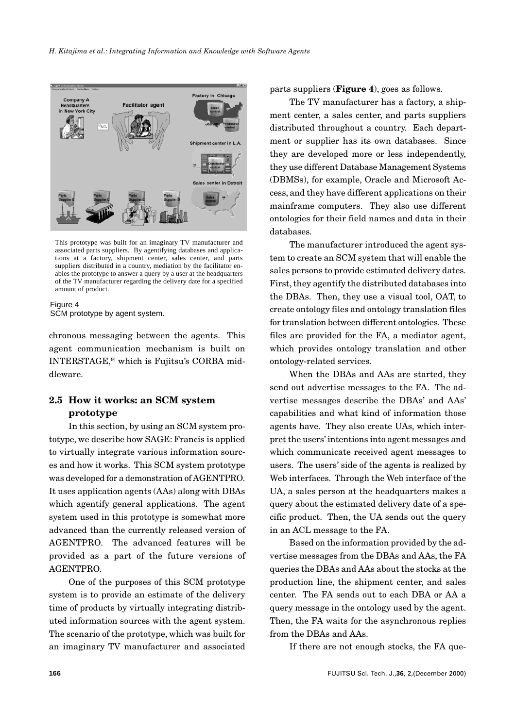This prototype was built for an imaginary TV manufacturer and associated parts suppliers. By agentifying databases and applications at a factory, shipment center, sales center, and parts suppliers distributed in a country, mediation by the facilitator enables the prototype to answer a query by a user at the headquarters of the TV manufacturer regarding the delivery date for a specified amount of product.

Figure 4
SCM prototype by agent system.

chronous messaging between the agents. This agent communication mechanism is built on INTERSTAGE,[9] which is Fujitsu's CORBA middleware.

## 2.5 How it works: an SCM system prototype

In this section, by using an SCM system prototype, we describe how SAGE: Francis is applied to virtually integrate various information sources and how it works. This SCM system prototype was developed for a demonstration of AGENTPRO. It uses application agents (AAs) along with DBAs which agentify general applications. The agent system used in this prototype is somewhat more advanced than the currently released version of AGENTPRO. The advanced features will be provided as a part of the future versions of AGENTPRO.

One of the purposes of this SCM prototype system is to provide an estimate of the delivery time of products by virtually integrating distributed information sources with the agent system. The scenario of the prototype, which was built for an imaginary TV manufacturer and associated parts suppliers (**Figure 4**), goes as follows.

The TV manufacturer has a factory, a shipment center, a sales center, and parts suppliers distributed throughout a country. Each department or supplier has its own databases. Since they are developed more or less independently, they use different Database Management Systems (DBMSs), for example, Oracle and Microsoft Access, and they have different applications on their mainframe computers. They also use different ontologies for their field names and data in their databases.

The manufacturer introduced the agent system to create an SCM system that will enable the sales persons to provide estimated delivery dates. First, they agentify the distributed databases into the DBAs. Then, they use a visual tool, OAT, to create ontology files and ontology translation files for translation between different ontologies. These files are provided for the FA, a mediator agent, which provides ontology translation and other ontology-related services.

When the DBAs and AAs are started, they send out advertise messages to the FA. The advertise messages describe the DBAs' and AAs' capabilities and what kind of information those agents have. They also create UAs, which interpret the users' intentions into agent messages and which communicate received agent messages to users. The users' side of the agents is realized by Web interfaces. Through the Web interface of the UA, a sales person at the headquarters makes a query about the estimated delivery date of a specific product. Then, the UA sends out the query in an ACL message to the FA.

Based on the information provided by the advertise messages from the DBAs and AAs, the FA queries the DBAs and AAs about the stocks at the production line, the shipment center, and sales center. The FA sends out to each DBA or AA a query message in the ontology used by the agent. Then, the FA waits for the asynchronous replies from the DBAs and AAs.

If there are not enough stocks, the FA que-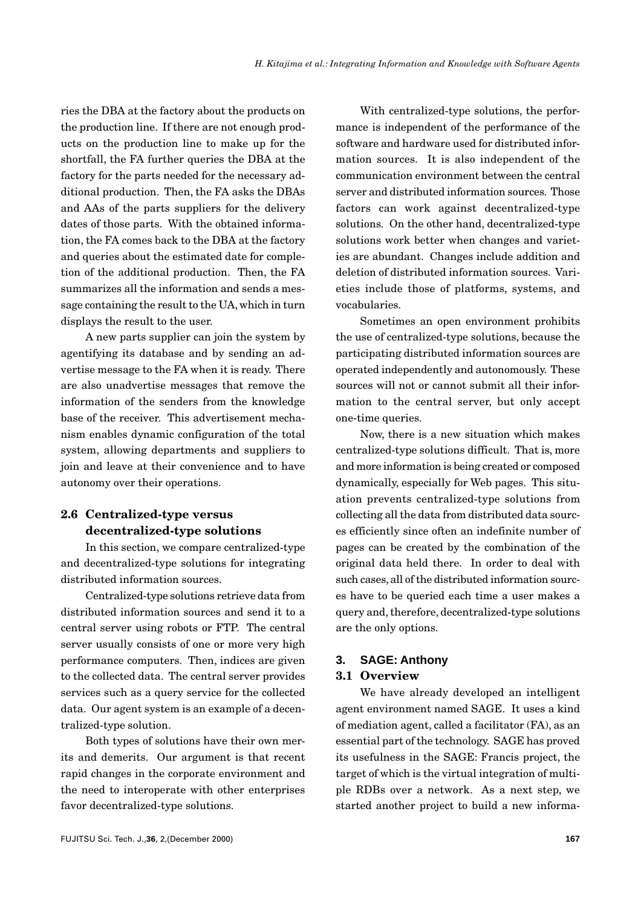ries the DBA at the factory about the products on the production line. If there are not enough products on the production line to make up for the shortfall, the FA further queries the DBA at the factory for the parts needed for the necessary additional production. Then, the FA asks the DBAs and AAs of the parts suppliers for the delivery dates of those parts. With the obtained information, the FA comes back to the DBA at the factory and queries about the estimated date for completion of the additional production. Then, the FA summarizes all the information and sends a message containing the result to the UA, which in turn displays the result to the user.

A new parts supplier can join the system by agentifying its database and by sending an advertise message to the FA when it is ready. There are also unadvertise messages that remove the information of the senders from the knowledge base of the receiver. This advertisement mechanism enables dynamic configuration of the total system, allowing departments and suppliers to join and leave at their convenience and to have autonomy over their operations.

### 2.6 Centralized-type versus decentralized-type solutions

In this section, we compare centralized-type and decentralized-type solutions for integrating distributed information sources.

Centralized-type solutions retrieve data from distributed information sources and send it to a central server using robots or FTP. The central server usually consists of one or more very high performance computers. Then, indices are given to the collected data. The central server provides services such as a query service for the collected data. Our agent system is an example of a decentralized-type solution.

Both types of solutions have their own merits and demerits. Our argument is that recent rapid changes in the corporate environment and the need to interoperate with other enterprises favor decentralized-type solutions.

With centralized-type solutions, the performance is independent of the performance of the software and hardware used for distributed information sources. It is also independent of the communication environment between the central server and distributed information sources. Those factors can work against decentralized-type solutions. On the other hand, decentralized-type solutions work better when changes and varieties are abundant. Changes include addition and deletion of distributed information sources. Varieties include those of platforms, systems, and vocabularies.

Sometimes an open environment prohibits the use of centralized-type solutions, because the participating distributed information sources are operated independently and autonomously. These sources will not or cannot submit all their information to the central server, but only accept one-time queries.

Now, there is a new situation which makes centralized-type solutions difficult. That is, more and more information is being created or composed dynamically, especially for Web pages. This situation prevents centralized-type solutions from collecting all the data from distributed data sources efficiently since often an indefinite number of pages can be created by the combination of the original data held there. In order to deal with such cases, all of the distributed information sources have to be queried each time a user makes a query and, therefore, decentralized-type solutions are the only options.

## 3. SAGE: Anthony

### 3.1 Overview

We have already developed an intelligent agent environment named SAGE. It uses a kind of mediation agent, called a facilitator (FA), as an essential part of the technology. SAGE has proved its usefulness in the SAGE: Francis project, the target of which is the virtual integration of multiple RDBs over a network. As a next step, we started another project to build a new informa-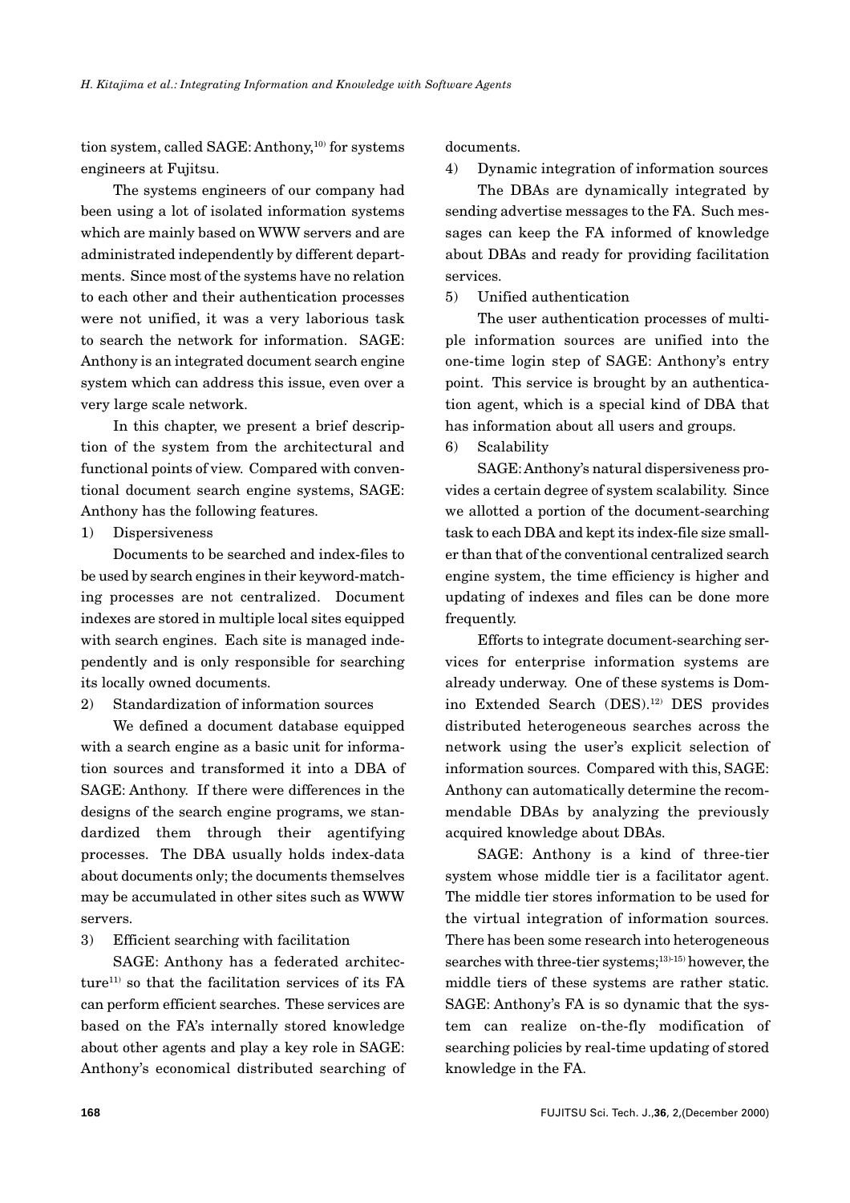tion system, called SAGE: Anthony,[10] for systems engineers at Fujitsu.

The systems engineers of our company had been using a lot of isolated information systems which are mainly based on WWW servers and are administrated independently by different departments. Since most of the systems have no relation to each other and their authentication processes were not unified, it was a very laborious task to search the network for information. SAGE: Anthony is an integrated document search engine system which can address this issue, even over a very large scale network.

In this chapter, we present a brief description of the system from the architectural and functional points of view. Compared with conventional document search engine systems, SAGE: Anthony has the following features.

1) Dispersiveness

Documents to be searched and index-files to be used by search engines in their keyword-matching processes are not centralized. Document indexes are stored in multiple local sites equipped with search engines. Each site is managed independently and is only responsible for searching its locally owned documents.

2) Standardization of information sources

We defined a document database equipped with a search engine as a basic unit for information sources and transformed it into a DBA of SAGE: Anthony. If there were differences in the designs of the search engine programs, we standardized them through their agentifying processes. The DBA usually holds index-data about documents only; the documents themselves may be accumulated in other sites such as WWW servers.

3) Efficient searching with facilitation

SAGE: Anthony has a federated architecture[11] so that the facilitation services of its FA can perform efficient searches. These services are based on the FA's internally stored knowledge about other agents and play a key role in SAGE: Anthony's economical distributed searching of documents.

4) Dynamic integration of information sources

The DBAs are dynamically integrated by sending advertise messages to the FA. Such messages can keep the FA informed of knowledge about DBAs and ready for providing facilitation services.

5) Unified authentication

The user authentication processes of multiple information sources are unified into the one-time login step of SAGE: Anthony's entry point. This service is brought by an authentication agent, which is a special kind of DBA that has information about all users and groups.

6) Scalability

SAGE: Anthony's natural dispersiveness provides a certain degree of system scalability. Since we allotted a portion of the document-searching task to each DBA and kept its index-file size smaller than that of the conventional centralized search engine system, the time efficiency is higher and updating of indexes and files can be done more frequently.

Efforts to integrate document-searching services for enterprise information systems are already underway. One of these systems is Domino Extended Search (DES).[12] DES provides distributed heterogeneous searches across the network using the user's explicit selection of information sources. Compared with this, SAGE: Anthony can automatically determine the recommendable DBAs by analyzing the previously acquired knowledge about DBAs.

SAGE: Anthony is a kind of three-tier system whose middle tier is a facilitator agent. The middle tier stores information to be used for the virtual integration of information sources. There has been some research into heterogeneous searches with three-tier systems;[13)-15)] however, the middle tiers of these systems are rather static. SAGE: Anthony's FA is so dynamic that the system can realize on-the-fly modification of searching policies by real-time updating of stored knowledge in the FA.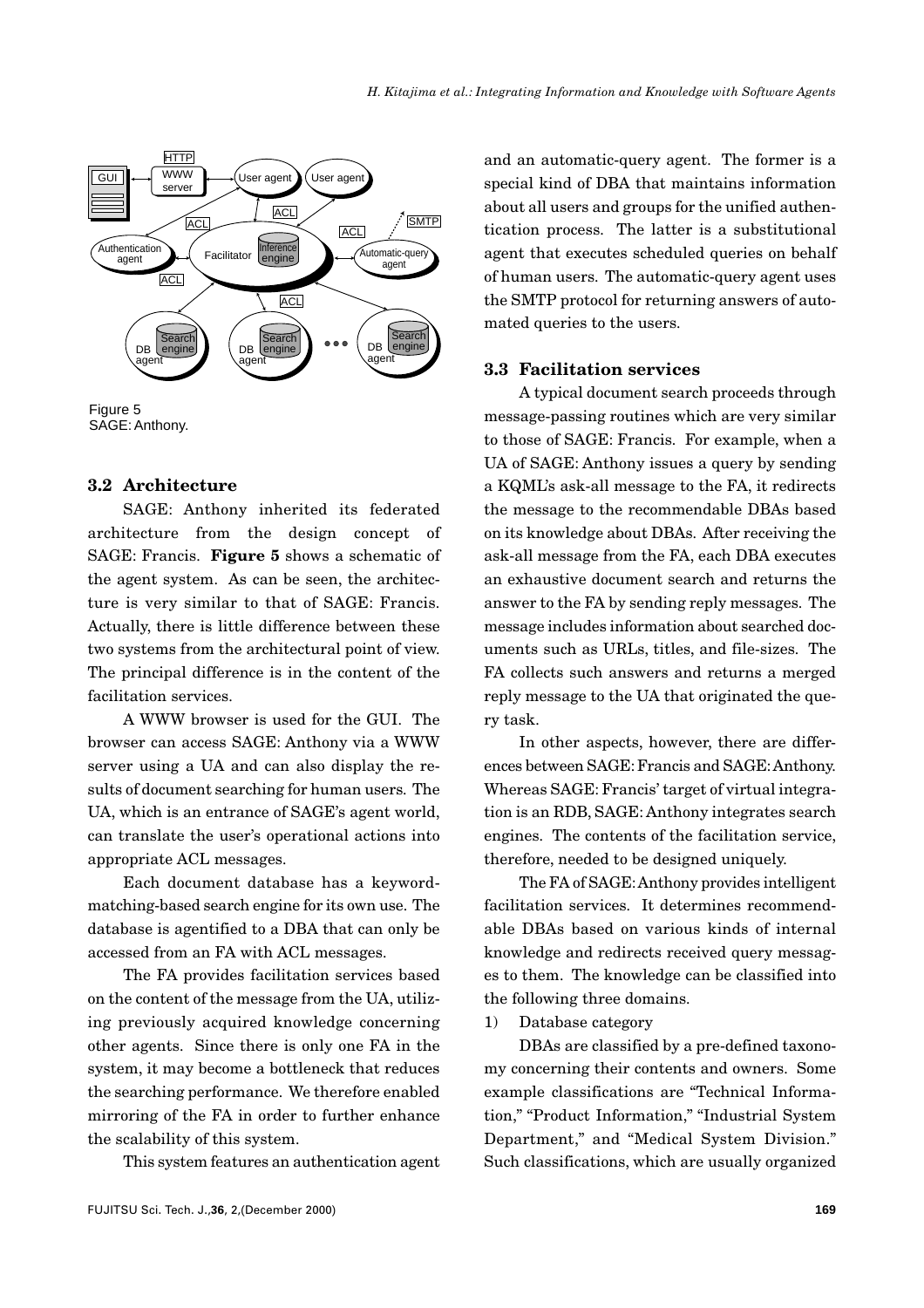Figure 5
SAGE: Anthony.

### 3.2 Architecture

SAGE: Anthony inherited its federated architecture from the design concept of SAGE: Francis. **Figure 5** shows a schematic of the agent system. As can be seen, the architecture is very similar to that of SAGE: Francis. Actually, there is little difference between these two systems from the architectural point of view. The principal difference is in the content of the facilitation services.

A WWW browser is used for the GUI. The browser can access SAGE: Anthony via a WWW server using a UA and can also display the results of document searching for human users. The UA, which is an entrance of SAGE's agent world, can translate the user's operational actions into appropriate ACL messages.

Each document database has a keyword-matching-based search engine for its own use. The database is agentified to a DBA that can only be accessed from an FA with ACL messages.

The FA provides facilitation services based on the content of the message from the UA, utilizing previously acquired knowledge concerning other agents. Since there is only one FA in the system, it may become a bottleneck that reduces the searching performance. We therefore enabled mirroring of the FA in order to further enhance the scalability of this system.

This system features an authentication agent and an automatic-query agent. The former is a special kind of DBA that maintains information about all users and groups for the unified authentication process. The latter is a substitutional agent that executes scheduled queries on behalf of human users. The automatic-query agent uses the SMTP protocol for returning answers of automated queries to the users.

### 3.3 Facilitation services

A typical document search proceeds through message-passing routines which are very similar to those of SAGE: Francis. For example, when a UA of SAGE: Anthony issues a query by sending a KQML's ask-all message to the FA, it redirects the message to the recommendable DBAs based on its knowledge about DBAs. After receiving the ask-all message from the FA, each DBA executes an exhaustive document search and returns the answer to the FA by sending reply messages. The message includes information about searched documents such as URLs, titles, and file-sizes. The FA collects such answers and returns a merged reply message to the UA that originated the query task.

In other aspects, however, there are differences between SAGE: Francis and SAGE: Anthony. Whereas SAGE: Francis' target of virtual integration is an RDB, SAGE: Anthony integrates search engines. The contents of the facilitation service, therefore, needed to be designed uniquely.

The FA of SAGE: Anthony provides intelligent facilitation services. It determines recommendable DBAs based on various kinds of internal knowledge and redirects received query messages to them. The knowledge can be classified into the following three domains.

1) Database category

DBAs are classified by a pre-defined taxonomy concerning their contents and owners. Some example classifications are "Technical Information," "Product Information," "Industrial System Department," and "Medical System Division." Such classifications, which are usually organized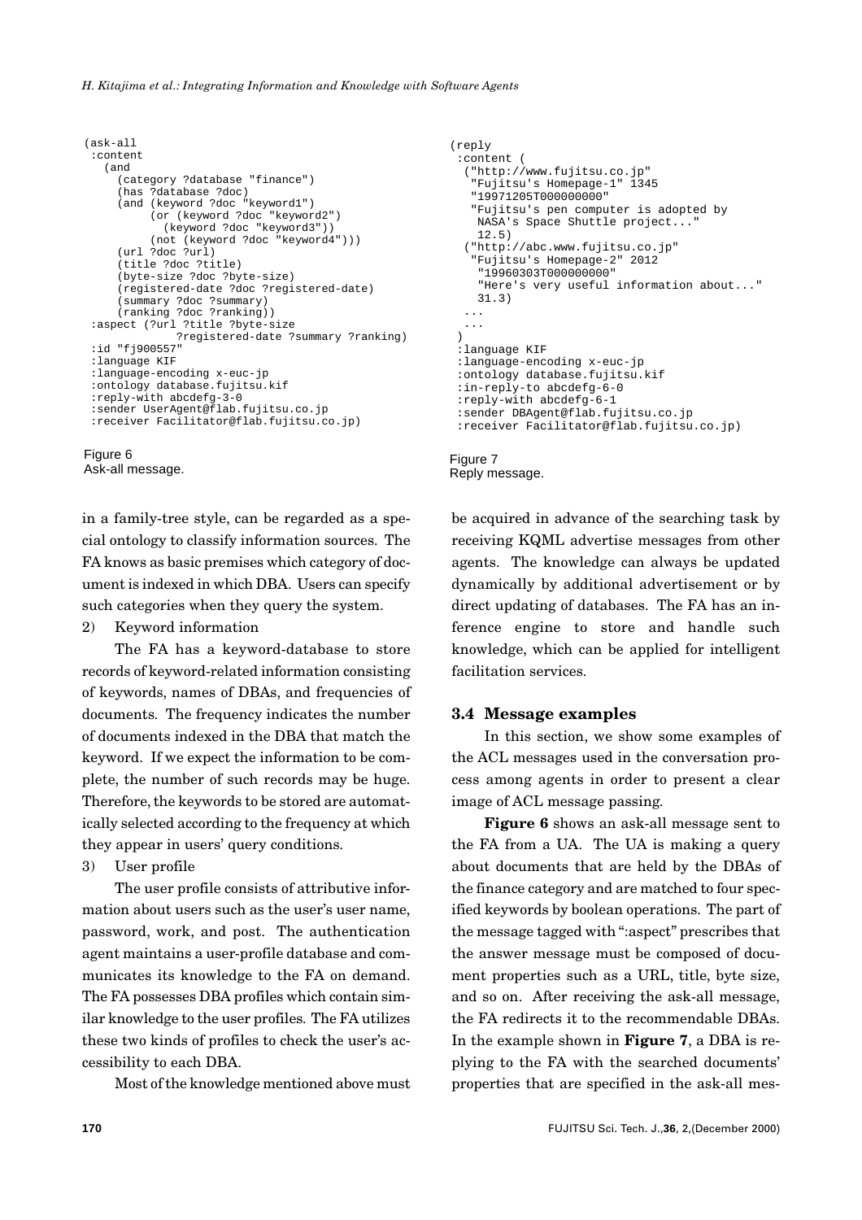```
(ask-all
 :content
   (and
     (category ?database "finance")
     (has ?database ?doc)
     (and (keyword ?doc "keyword1")
          (or (keyword ?doc "keyword2")
             (keyword ?doc "keyword3"))
          (not (keyword ?doc "keyword4")))
     (url ?doc ?url)
     (title ?doc ?title)
     (byte-size ?doc ?byte-size)
     (registered-date ?doc ?registered-date)
     (summary ?doc ?summary)
     (ranking ?doc ?ranking))
 :aspect (?url ?title ?byte-size
              ?registered-date ?summary ?ranking)
 :id "fj900557"
 :language KIF
 :language-encoding x-euc-jp
 :ontology database.fujitsu.kif
 :reply-with abcdefg-3-0
 :sender UserAgent@flab.fujitsu.co.jp
 :receiver Facilitator@flab.fujitsu.co.jp)
```

Figure 6
Ask-all message.

```
(reply
 :content (
  ("http://www.fujitsu.co.jp"
   "Fujitsu's Homepage-1" 1345
   "19971205T000000000"
   "Fujitsu's pen computer is adopted by
    NASA's Space Shuttle project..."
    12.5)
  ("http://abc.www.fujitsu.co.jp"
   "Fujitsu's Homepage-2" 2012
    "19960303T000000000"
    "Here's very useful information about..."
    31.3)
  ...
  ...
 )
 :language KIF
 :language-encoding x-euc-jp
 :ontology database.fujitsu.kif
 :in-reply-to abcdefg-6-0
 :reply-with abcdefg-6-1
 :sender DBAgent@flab.fujitsu.co.jp
 :receiver Facilitator@flab.fujitsu.co.jp)
```

Figure 7
Reply message.

in a family-tree style, can be regarded as a special ontology to classify information sources. The FA knows as basic premises which category of document is indexed in which DBA. Users can specify such categories when they query the system.

2) Keyword information

The FA has a keyword-database to store records of keyword-related information consisting of keywords, names of DBAs, and frequencies of documents. The frequency indicates the number of documents indexed in the DBA that match the keyword. If we expect the information to be complete, the number of such records may be huge. Therefore, the keywords to be stored are automatically selected according to the frequency at which they appear in users' query conditions.

3) User profile

The user profile consists of attributive information about users such as the user's user name, password, work, and post. The authentication agent maintains a user-profile database and communicates its knowledge to the FA on demand. The FA possesses DBA profiles which contain similar knowledge to the user profiles. The FA utilizes these two kinds of profiles to check the user's accessibility to each DBA.

Most of the knowledge mentioned above must be acquired in advance of the searching task by receiving KQML advertise messages from other agents. The knowledge can always be updated dynamically by additional advertisement or by direct updating of databases. The FA has an inference engine to store and handle such knowledge, which can be applied for intelligent facilitation services.

### 3.4 Message examples

In this section, we show some examples of the ACL messages used in the conversation process among agents in order to present a clear image of ACL message passing.

**Figure 6** shows an ask-all message sent to the FA from a UA. The UA is making a query about documents that are held by the DBAs of the finance category and are matched to four specified keywords by boolean operations. The part of the message tagged with ":aspect" prescribes that the answer message must be composed of document properties such as a URL, title, byte size, and so on. After receiving the ask-all message, the FA redirects it to the recommendable DBAs. In the example shown in **Figure 7**, a DBA is replying to the FA with the searched documents' properties that are specified in the ask-all mes-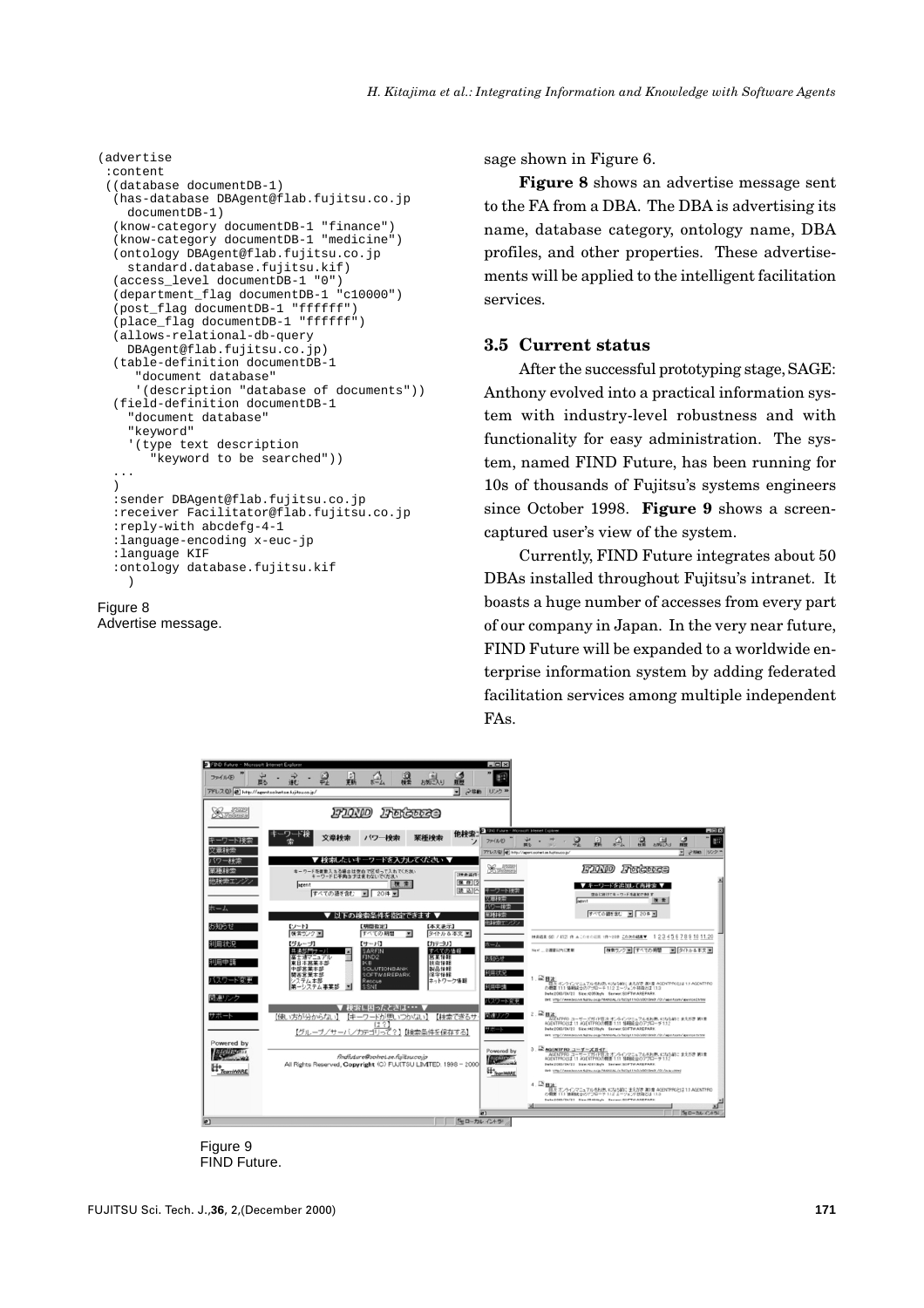```
(advertise
 :content
 ((database documentDB-1)
  (has-database DBAgent@flab.fujitsu.co.jp
    documentDB-1)
  (know-category documentDB-1 "finance")
  (know-category documentDB-1 "medicine")
  (ontology DBAgent@flab.fujitsu.co.jp
    standard.database.fujitsu.kif)
  (access_level documentDB-1 "0")
  (department_flag documentDB-1 "c10000")
  (post_flag documentDB-1 "ffffff")
  (place_flag documentDB-1 "ffffff")
  (allows-relational-db-query
    DBAgent@flab.fujitsu.co.jp)
  (table-definition documentDB-1
     "document database"
     '(description "database of documents"))
  (field-definition documentDB-1
    "document database"
    "keyword"
    '(type text description
       "keyword to be searched"))
  ...
  )
  :sender DBAgent@flab.fujitsu.co.jp
  :receiver Facilitator@flab.fujitsu.co.jp
  :reply-with abcdefg-4-1
  :language-encoding x-euc-jp
  :language KIF
  :ontology database.fujitsu.kif
    )
```

Figure 8
Advertise message.

sage shown in Figure 6.

**Figure 8** shows an advertise message sent to the FA from a DBA. The DBA is advertising its name, database category, ontology name, DBA profiles, and other properties. These advertisements will be applied to the intelligent facilitation services.

### 3.5 Current status

After the successful prototyping stage, SAGE: Anthony evolved into a practical information system with industry-level robustness and with functionality for easy administration. The system, named FIND Future, has been running for 10s of thousands of Fujitsu's systems engineers since October 1998. **Figure 9** shows a screen-captured user's view of the system.

Currently, FIND Future integrates about 50 DBAs installed throughout Fujitsu's intranet. It boasts a huge number of accesses from every part of our company in Japan. In the very near future, FIND Future will be expanded to a worldwide enterprise information system by adding federated facilitation services among multiple independent FAs.

Figure 9
FIND Future.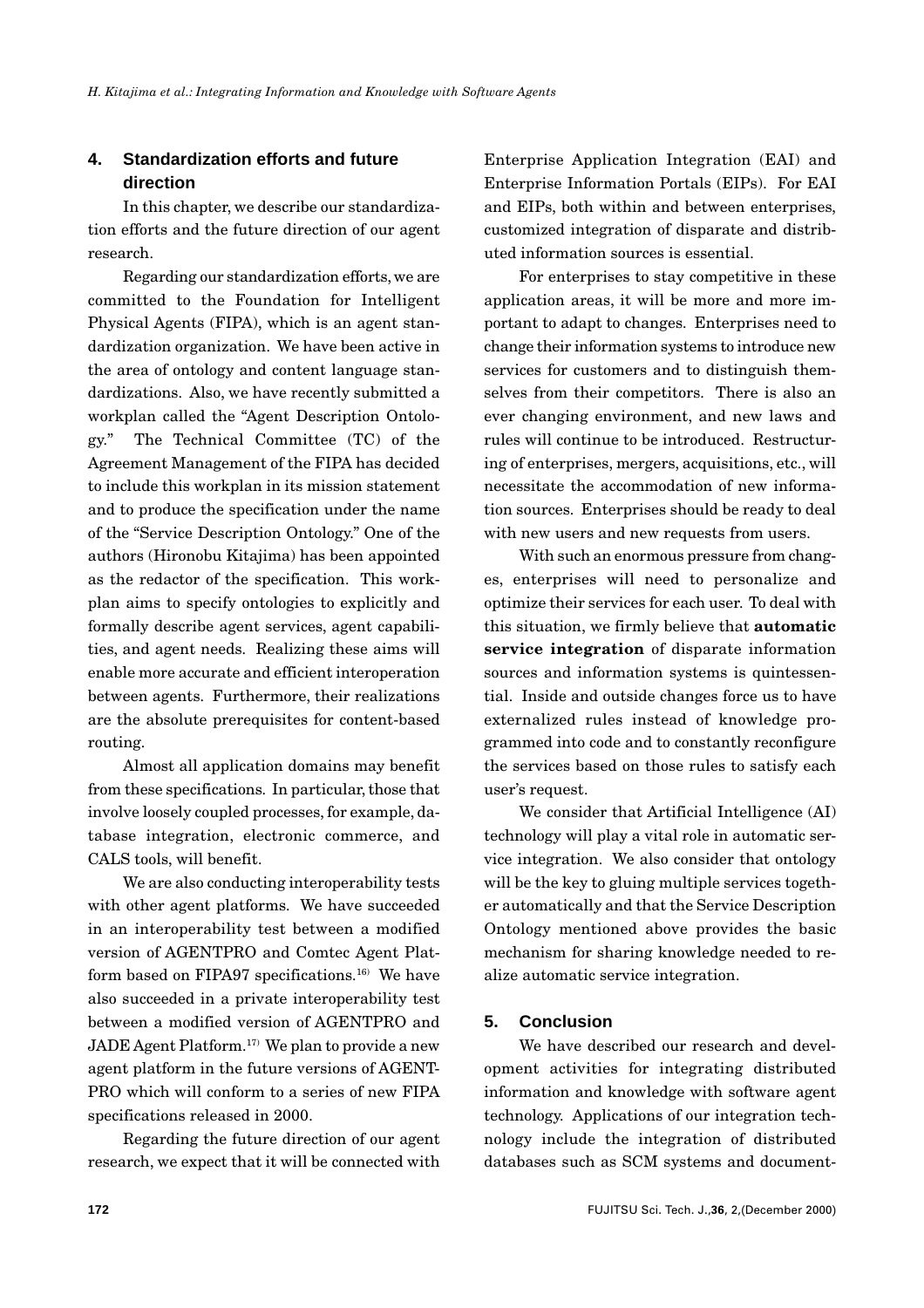## 4. Standardization efforts and future direction

In this chapter, we describe our standardization efforts and the future direction of our agent research.

Regarding our standardization efforts, we are committed to the Foundation for Intelligent Physical Agents (FIPA), which is an agent standardization organization. We have been active in the area of ontology and content language standardizations. Also, we have recently submitted a workplan called the "Agent Description Ontology." The Technical Committee (TC) of the Agreement Management of the FIPA has decided to include this workplan in its mission statement and to produce the specification under the name of the "Service Description Ontology." One of the authors (Hironobu Kitajima) has been appointed as the redactor of the specification. This workplan aims to specify ontologies to explicitly and formally describe agent services, agent capabilities, and agent needs. Realizing these aims will enable more accurate and efficient interoperation between agents. Furthermore, their realizations are the absolute prerequisites for content-based routing.

Almost all application domains may benefit from these specifications. In particular, those that involve loosely coupled processes, for example, database integration, electronic commerce, and CALS tools, will benefit.

We are also conducting interoperability tests with other agent platforms. We have succeeded in an interoperability test between a modified version of AGENTPRO and Comtec Agent Platform based on FIPA97 specifications.[16] We have also succeeded in a private interoperability test between a modified version of AGENTPRO and JADE Agent Platform.[17] We plan to provide a new agent platform in the future versions of AGENTPRO which will conform to a series of new FIPA specifications released in 2000.

Regarding the future direction of our agent research, we expect that it will be connected with Enterprise Application Integration (EAI) and Enterprise Information Portals (EIPs). For EAI and EIPs, both within and between enterprises, customized integration of disparate and distributed information sources is essential.

For enterprises to stay competitive in these application areas, it will be more and more important to adapt to changes. Enterprises need to change their information systems to introduce new services for customers and to distinguish themselves from their competitors. There is also an ever changing environment, and new laws and rules will continue to be introduced. Restructuring of enterprises, mergers, acquisitions, etc., will necessitate the accommodation of new information sources. Enterprises should be ready to deal with new users and new requests from users.

With such an enormous pressure from changes, enterprises will need to personalize and optimize their services for each user. To deal with this situation, we firmly believe that **automatic service integration** of disparate information sources and information systems is quintessential. Inside and outside changes force us to have externalized rules instead of knowledge programmed into code and to constantly reconfigure the services based on those rules to satisfy each user's request.

We consider that Artificial Intelligence (AI) technology will play a vital role in automatic service integration. We also consider that ontology will be the key to gluing multiple services together automatically and that the Service Description Ontology mentioned above provides the basic mechanism for sharing knowledge needed to realize automatic service integration.

## 5. Conclusion

We have described our research and development activities for integrating distributed information and knowledge with software agent technology. Applications of our integration technology include the integration of distributed databases such as SCM systems and document-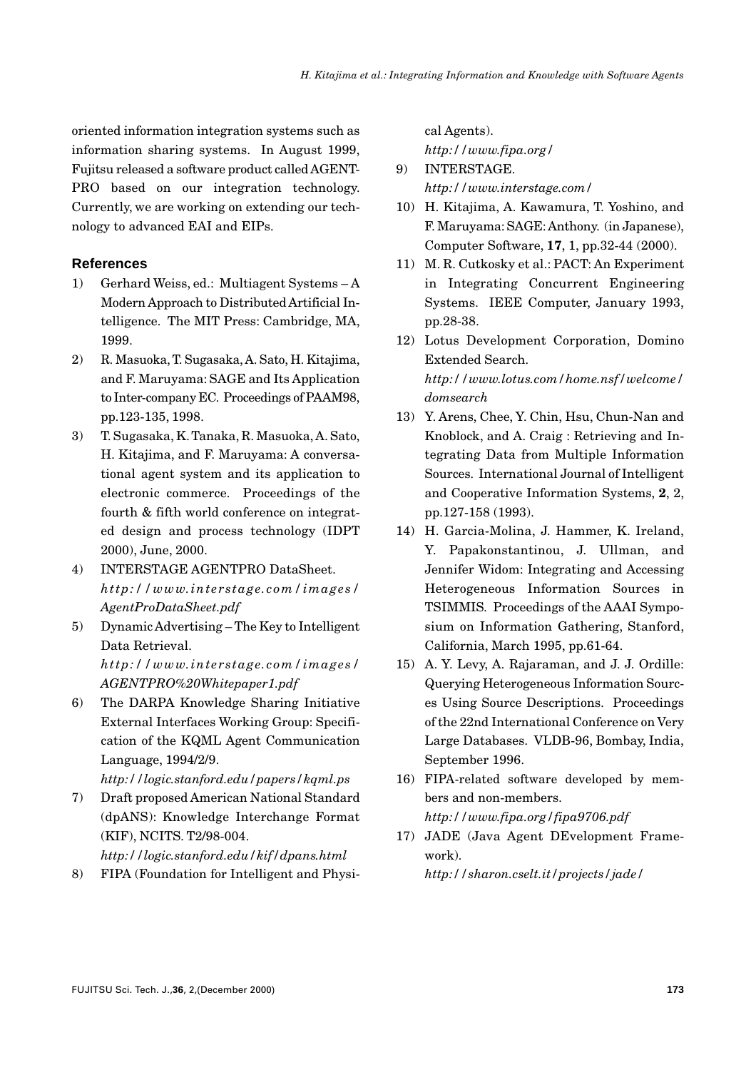oriented information integration systems such as information sharing systems. In August 1999, Fujitsu released a software product called AGENTPRO based on our integration technology. Currently, we are working on extending our technology to advanced EAI and EIPs.

## References

1) Gerhard Weiss, ed.: Multiagent Systems – A Modern Approach to Distributed Artificial Intelligence. The MIT Press: Cambridge, MA, 1999.
2) R. Masuoka, T. Sugasaka, A. Sato, H. Kitajima, and F. Maruyama: SAGE and Its Application to Inter-company EC. Proceedings of PAAM98, pp.123-135, 1998.
3) T. Sugasaka, K. Tanaka, R. Masuoka, A. Sato, H. Kitajima, and F. Maruyama: A conversational agent system and its application to electronic commerce. Proceedings of the fourth & fifth world conference on integrated design and process technology (IDPT 2000), June, 2000.
4) INTERSTAGE AGENTPRO DataSheet. *http://www.interstage.com/images/AgentProDataSheet.pdf*
5) Dynamic Advertising – The Key to Intelligent Data Retrieval. *http://www.interstage.com/images/AGENTPRO%20Whitepaper1.pdf*
6) The DARPA Knowledge Sharing Initiative External Interfaces Working Group: Specification of the KQML Agent Communication Language, 1994/2/9. *http://logic.stanford.edu/papers/kqml.ps*
7) Draft proposed American National Standard (dpANS): Knowledge Interchange Format (KIF), NCITS. T2/98-004. *http://logic.stanford.edu/kif/dpans.html*
8) FIPA (Foundation for Intelligent and Physical Agents). *http://www.fipa.org/*
9) INTERSTAGE. *http://www.interstage.com/*
10) H. Kitajima, A. Kawamura, T. Yoshino, and F. Maruyama: SAGE: Anthony. (in Japanese), Computer Software, **17**, 1, pp.32-44 (2000).
11) M. R. Cutkosky et al.: PACT: An Experiment in Integrating Concurrent Engineering Systems. IEEE Computer, January 1993, pp.28-38.
12) Lotus Development Corporation, Domino Extended Search. *http://www.lotus.com/home.nsf/welcome/domsearch*
13) Y. Arens, Chee, Y. Chin, Hsu, Chun-Nan and Knoblock, and A. Craig : Retrieving and Integrating Data from Multiple Information Sources. International Journal of Intelligent and Cooperative Information Systems, **2**, 2, pp.127-158 (1993).
14) H. Garcia-Molina, J. Hammer, K. Ireland, Y. Papakonstantinou, J. Ullman, and Jennifer Widom: Integrating and Accessing Heterogeneous Information Sources in TSIMMIS. Proceedings of the AAAI Symposium on Information Gathering, Stanford, California, March 1995, pp.61-64.
15) A. Y. Levy, A. Rajaraman, and J. J. Ordille: Querying Heterogeneous Information Sources Using Source Descriptions. Proceedings of the 22nd International Conference on Very Large Databases. VLDB-96, Bombay, India, September 1996.
16) FIPA-related software developed by members and non-members. *http://www.fipa.org/fipa9706.pdf*
17) JADE (Java Agent DEvelopment Framework). *http://sharon.cselt.it/projects/jade/*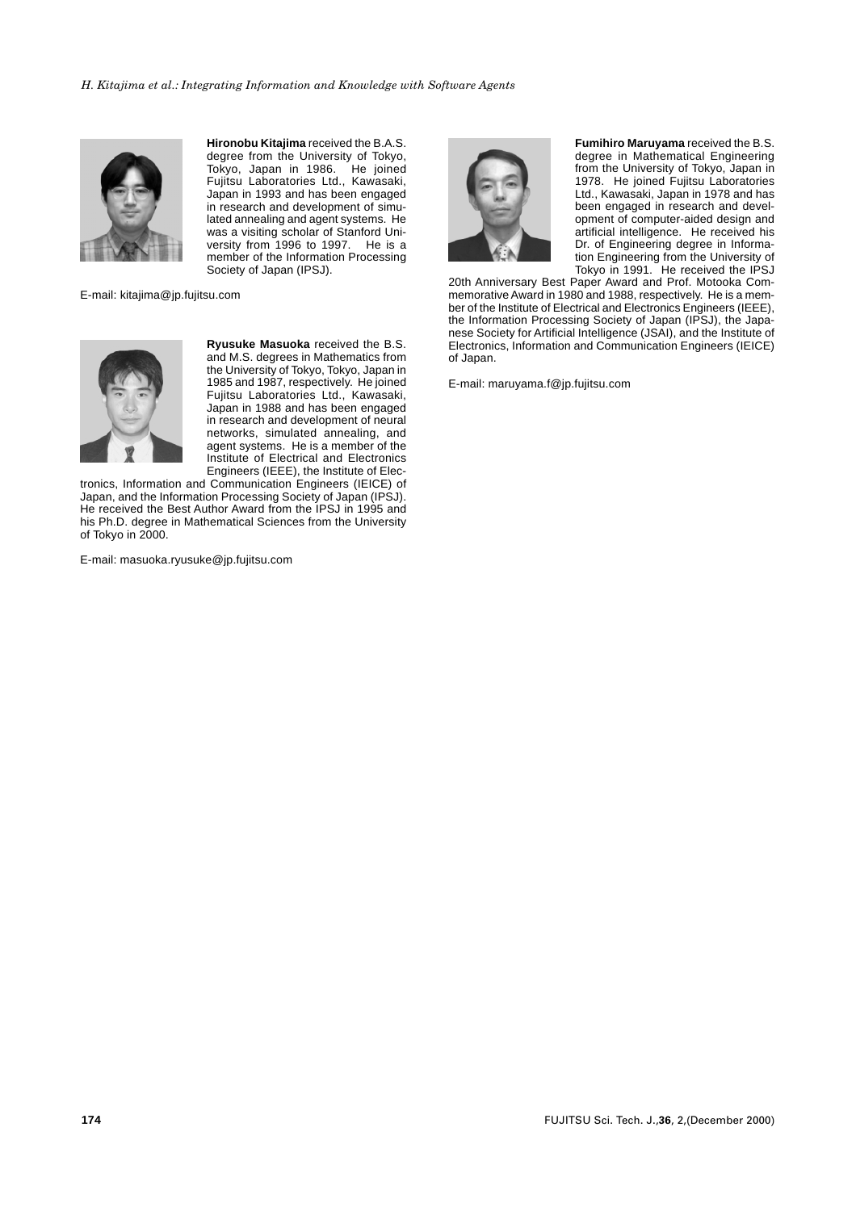**Hironobu Kitajima** received the B.A.S. degree from the University of Tokyo, Tokyo, Japan in 1986. He joined Fujitsu Laboratories Ltd., Kawasaki, Japan in 1993 and has been engaged in research and development of simulated annealing and agent systems. He was a visiting scholar of Stanford University from 1996 to 1997. He is a member of the Information Processing Society of Japan (IPSJ).

E-mail: kitajima@jp.fujitsu.com

**Ryusuke Masuoka** received the B.S. and M.S. degrees in Mathematics from the University of Tokyo, Tokyo, Japan in 1985 and 1987, respectively. He joined Fujitsu Laboratories Ltd., Kawasaki, Japan in 1988 and has been engaged in research and development of neural networks, simulated annealing, and agent systems. He is a member of the Institute of Electrical and Electronics Engineers (IEEE), the Institute of Electronics, Information and Communication Engineers (IEICE) of Japan, and the Information Processing Society of Japan (IPSJ). He received the Best Author Award from the IPSJ in 1995 and his Ph.D. degree in Mathematical Sciences from the University of Tokyo in 2000.

E-mail: masuoka.ryusuke@jp.fujitsu.com

**Fumihiro Maruyama** received the B.S. degree in Mathematical Engineering from the University of Tokyo, Japan in 1978. He joined Fujitsu Laboratories Ltd., Kawasaki, Japan in 1978 and has been engaged in research and development of computer-aided design and artificial intelligence. He received his Dr. of Engineering degree in Information Engineering from the University of Tokyo in 1991. He received the IPSJ 20th Anniversary Best Paper Award and Prof. Motooka Commemorative Award in 1980 and 1988, respectively. He is a member of the Institute of Electrical and Electronics Engineers (IEEE), the Information Processing Society of Japan (IPSJ), the Japanese Society for Artificial Intelligence (JSAI), and the Institute of Electronics, Information and Communication Engineers (IEICE) of Japan.

E-mail: maruyama.f@jp.fujitsu.com